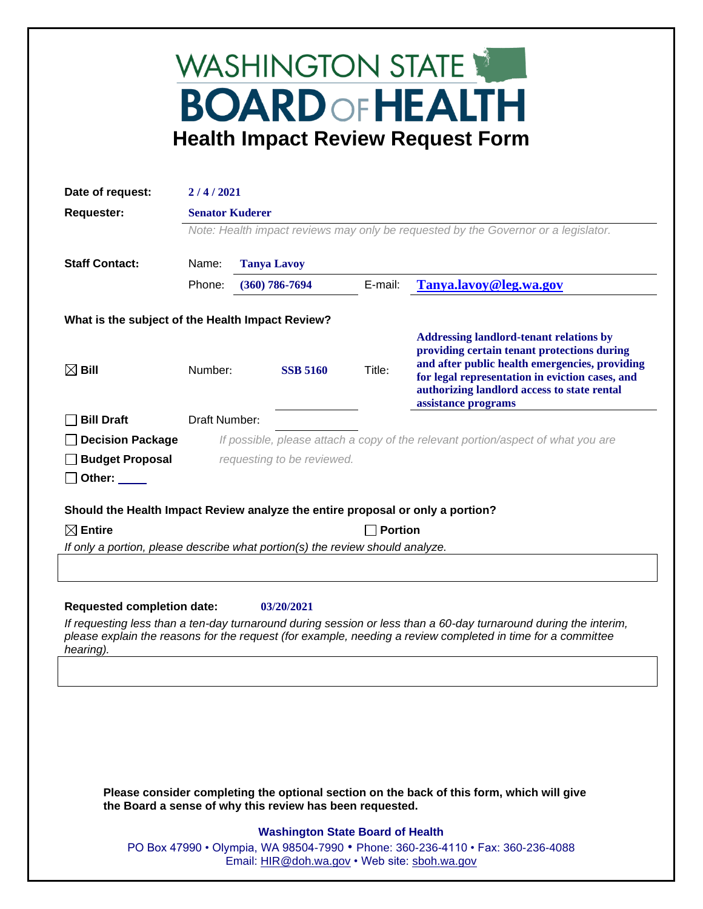# WASHINGTON STATE BOARD OF HEALTH

## Health Impact Review Request Form

**Date of request:** 2 / 4 / 2021

**Requester:** Senator Kuderer

*Note: Health impact reviews may only be requested by the Governor or a legislator.*

**Staff Contact:** Name: Tanya Lavoy

Phone: (360) 786-7694 E-mail: Tanya.lavoy@leg.wa.gov

**What is the subject of the Health Impact Review?**

☒ **Bill** Number: **SSB 5160** Title: **Addressing landlord-tenant relations by providing certain tenant protections during and after public health emergencies, providing for legal representation in eviction cases, and authorizing landlord access to state rental assistance programs**

☐ **Bill Draft** Draft Number:

☐ **Decision Package**

☐ **Budget Proposal**

☐ **Other:**

*If possible, please attach a copy of the relevant portion/aspect of what you are requesting to be reviewed.*

**Should the Health Impact Review analyze the entire proposal or only a portion?**

☒ **Entire** ☐ **Portion**

*If only a portion, please describe what portion(s) the review should analyze.*

**Requested completion date:** 03/20/2021

*If requesting less than a ten-day turnaround during session or less than a 60-day turnaround during the interim, please explain the reasons for the request (for example, needing a review completed in time for a committee hearing).*

**Please consider completing the optional section on the back of this form, which will give the Board a sense of why this review has been requested.**

**Washington State Board of Health**

PO Box 47990 • Olympia, WA 98504-7990 • Phone: 360-236-4110 • Fax: 360-236-4088
Email: HIR@doh.wa.gov • Web site: sboh.wa.gov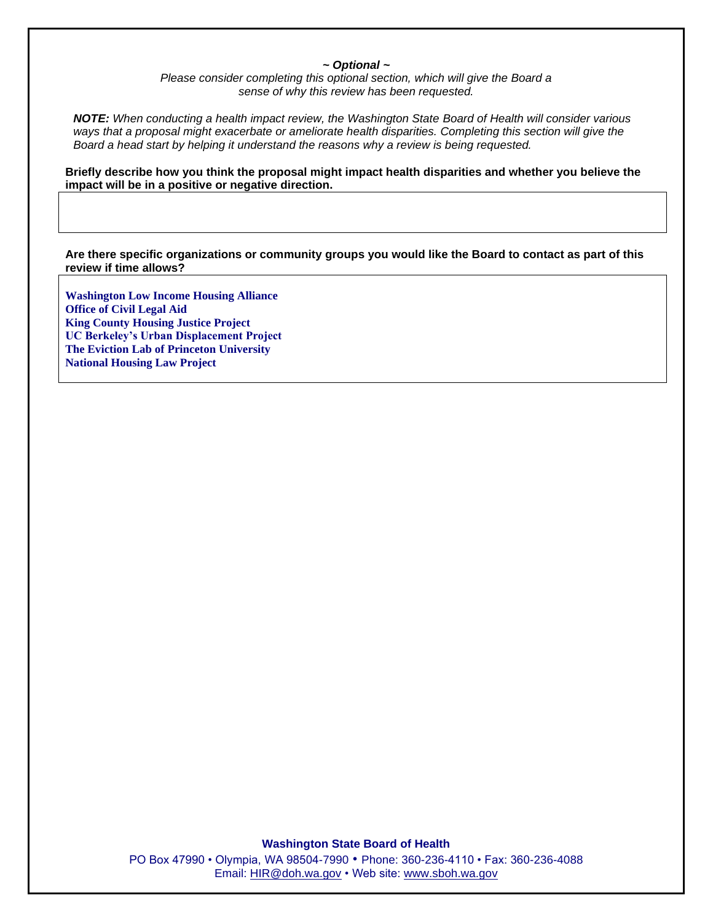***~ Optional ~***

*Please consider completing this optional section, which will give the Board a sense of why this review has been requested.*

***NOTE:*** *When conducting a health impact review, the Washington State Board of Health will consider various ways that a proposal might exacerbate or ameliorate health disparities. Completing this section will give the Board a head start by helping it understand the reasons why a review is being requested.*

**Briefly describe how you think the proposal might impact health disparities and whether you believe the impact will be in a positive or negative direction.**

**Are there specific organizations or community groups you would like the Board to contact as part of this review if time allows?**

**Washington Low Income Housing Alliance**
**Office of Civil Legal Aid**
**King County Housing Justice Project**
**UC Berkeley's Urban Displacement Project**
**The Eviction Lab of Princeton University**
**National Housing Law Project**

**Washington State Board of Health**

PO Box 47990 • Olympia, WA 98504-7990 • Phone: 360-236-4110 • Fax: 360-236-4088
Email: HIR@doh.wa.gov • Web site: www.sboh.wa.gov